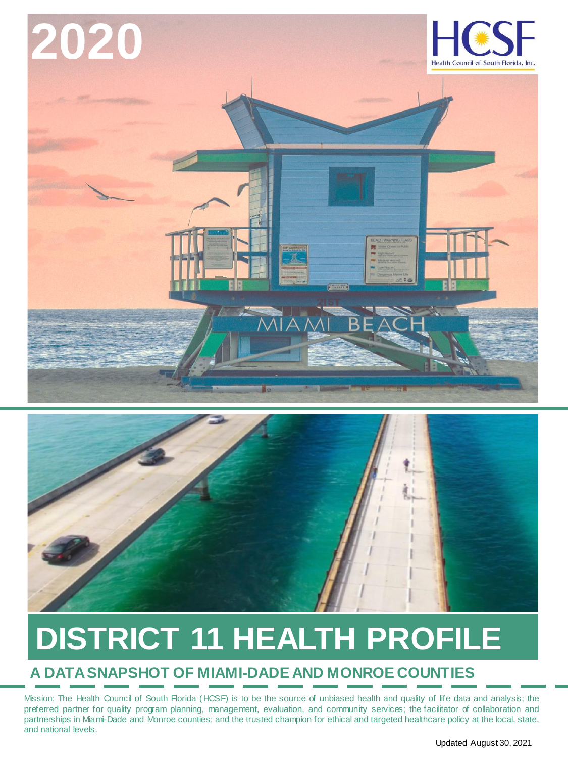2020

HCSF

Health Council of South Florida, Inc.

# DISTRICT 11 HEALTH PROFILE

## A DATA SNAPSHOT OF MIAMI-DADE AND MONROE COUNTIES

Mission: The Health Council of South Florida (HCSF) is to be the source of unbiased health and quality of life data and analysis; the preferred partner for quality program planning, management, evaluation, and community services; the facilitator of collaboration and partnerships in Miami-Dade and Monroe counties; and the trusted champion for ethical and targeted healthcare policy at the local, state, and national levels.

Updated August 30, 2021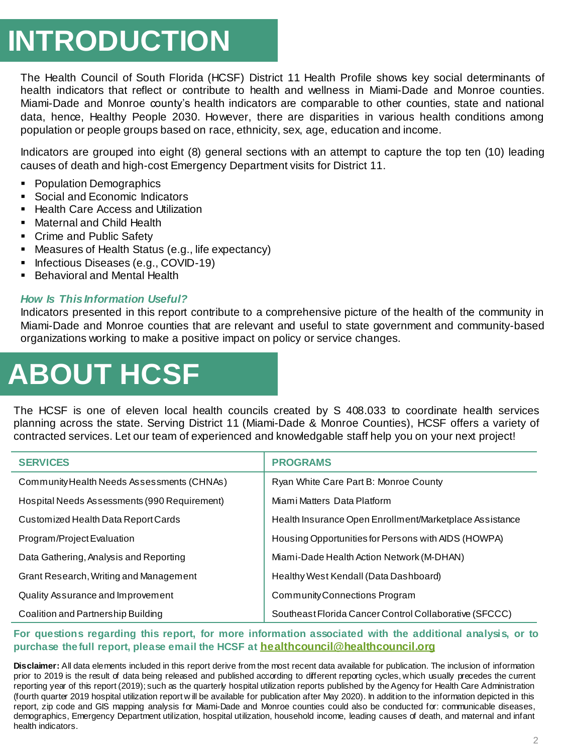# INTRODUCTION

The Health Council of South Florida (HCSF) District 11 Health Profile shows key social determinants of health indicators that reflect or contribute to health and wellness in Miami-Dade and Monroe counties. Miami-Dade and Monroe county's health indicators are comparable to other counties, state and national data, hence, Healthy People 2030. However, there are disparities in various health conditions among population or people groups based on race, ethnicity, sex, age, education and income.

Indicators are grouped into eight (8) general sections with an attempt to capture the top ten (10) leading causes of death and high-cost Emergency Department visits for District 11.

- Population Demographics
- Social and Economic Indicators
- Health Care Access and Utilization
- Maternal and Child Health
- Crime and Public Safety
- Measures of Health Status (e.g., life expectancy)
- Infectious Diseases (e.g., COVID-19)
- Behavioral and Mental Health

### *How Is This Information Useful?*

Indicators presented in this report contribute to a comprehensive picture of the health of the community in Miami-Dade and Monroe counties that are relevant and useful to state government and community-based organizations working to make a positive impact on policy or service changes.

# ABOUT HCSF

The HCSF is one of eleven local health councils created by S 408.033 to coordinate health services planning across the state. Serving District 11 (Miami-Dade & Monroe Counties), HCSF offers a variety of contracted services. Let our team of experienced and knowledgable staff help you on your next project!

| SERVICES | PROGRAMS |
| --- | --- |
| Community Health Needs Assessments (CHNAs) | Ryan White Care Part B: Monroe County |
| Hospital Needs Assessments (990 Requirement) | Miami Matters Data Platform |
| Customized Health Data Report Cards | Health Insurance Open Enrollment/Marketplace Assistance |
| Program/Project Evaluation | Housing Opportunities for Persons with AIDS (HOWPA) |
| Data Gathering, Analysis and Reporting | Miami-Dade Health Action Network (M-DHAN) |
| Grant Research, Writing and Management | Healthy West Kendall (Data Dashboard) |
| Quality Assurance and Improvement | Community Connections Program |
| Coalition and Partnership Building | Southeast Florida Cancer Control Collaborative (SFCCC) |

**For questions regarding this report, for more information associated with the additional analysis, or to purchase the full report, please email the HCSF at healthcouncil@healthcouncil.org**

**Disclaimer:** All data elements included in this report derive from the most recent data available for publication. The inclusion of information prior to 2019 is the result of data being released and published according to different reporting cycles, which usually precedes the current reporting year of this report (2019); such as the quarterly hospital utilization reports published by the Agency for Health Care Administration (fourth quarter 2019 hospital utilization report will be available for publication after May 2020). In addition to the information depicted in this report, zip code and GIS mapping analysis for Miami-Dade and Monroe counties could also be conducted for: communicable diseases, demographics, Emergency Department utilization, hospital utilization, household income, leading causes of death, and maternal and infant health indicators.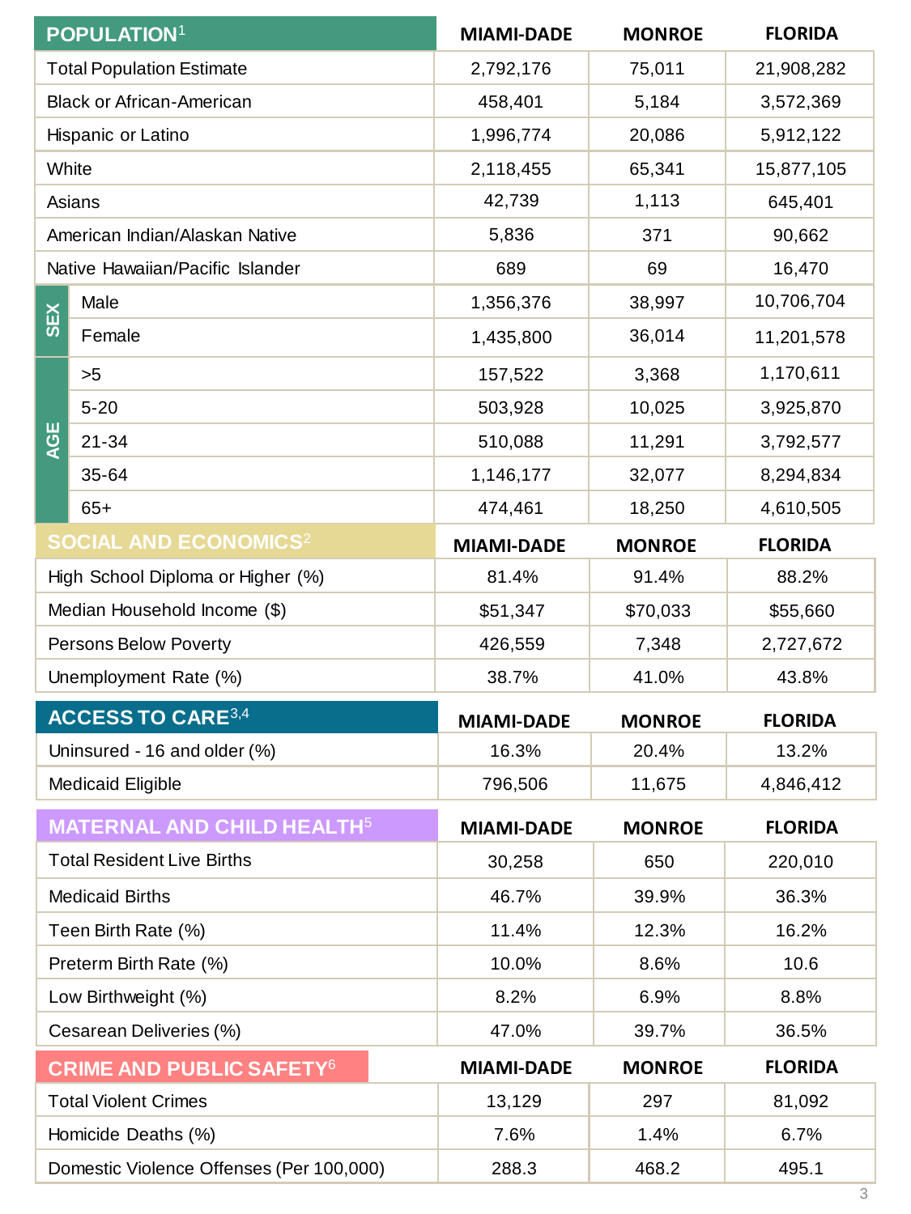| POPULATION[1] | | MIAMI-DADE | MONROE | FLORIDA |
|---|---|---|---|---|
| Total Population Estimate | | 2,792,176 | 75,011 | 21,908,282 |
| Black or African-American | | 458,401 | 5,184 | 3,572,369 |
| Hispanic or Latino | | 1,996,774 | 20,086 | 5,912,122 |
| White | | 2,118,455 | 65,341 | 15,877,105 |
| Asians | | 42,739 | 1,113 | 645,401 |
| American Indian/Alaskan Native | | 5,836 | 371 | 90,662 |
| Native Hawaiian/Pacific Islander | | 689 | 69 | 16,470 |
| SEX | Male | 1,356,376 | 38,997 | 10,706,704 |
| | Female | 1,435,800 | 36,014 | 11,201,578 |
| AGE | >5 | 157,522 | 3,368 | 1,170,611 |
| | 5-20 | 503,928 | 10,025 | 3,925,870 |
| | 21-34 | 510,088 | 11,291 | 3,792,577 |
| | 35-64 | 1,146,177 | 32,077 | 8,294,834 |
| | 65+ | 474,461 | 18,250 | 4,610,505 |

| SOCIAL AND ECONOMICS[2] | MIAMI-DADE | MONROE | FLORIDA |
|---|---|---|---|
| High School Diploma or Higher (%) | 81.4% | 91.4% | 88.2% |
| Median Household Income ($) | $51,347 | $70,033 | $55,660 |
| Persons Below Poverty | 426,559 | 7,348 | 2,727,672 |
| Unemployment Rate (%) | 38.7% | 41.0% | 43.8% |

| ACCESS TO CARE[3,4] | MIAMI-DADE | MONROE | FLORIDA |
|---|---|---|---|
| Uninsured - 16 and older (%) | 16.3% | 20.4% | 13.2% |
| Medicaid Eligible | 796,506 | 11,675 | 4,846,412 |

| MATERNAL AND CHILD HEALTH[5] | MIAMI-DADE | MONROE | FLORIDA |
|---|---|---|---|
| Total Resident Live Births | 30,258 | 650 | 220,010 |
| Medicaid Births | 46.7% | 39.9% | 36.3% |
| Teen Birth Rate (%) | 11.4% | 12.3% | 16.2% |
| Preterm Birth Rate (%) | 10.0% | 8.6% | 10.6 |
| Low Birthweight (%) | 8.2% | 6.9% | 8.8% |
| Cesarean Deliveries (%) | 47.0% | 39.7% | 36.5% |

| CRIME AND PUBLIC SAFETY[6] | MIAMI-DADE | MONROE | FLORIDA |
|---|---|---|---|
| Total Violent Crimes | 13,129 | 297 | 81,092 |
| Homicide Deaths (%) | 7.6% | 1.4% | 6.7% |
| Domestic Violence Offenses (Per 100,000) | 288.3 | 468.2 | 495.1 |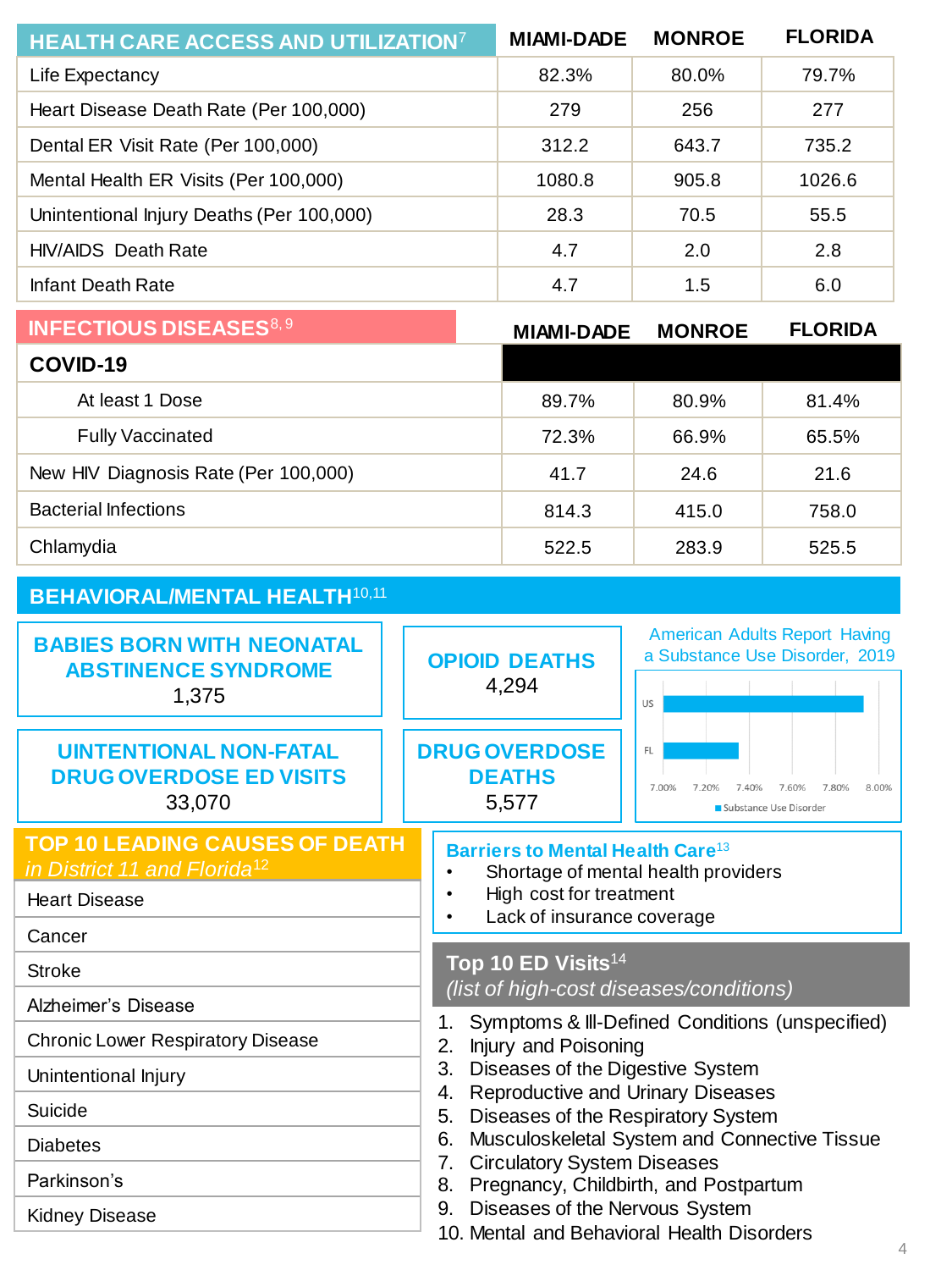## HEALTH CARE ACCESS AND UTILIZATION[7]

| | MIAMI-DADE | MONROE | FLORIDA |
|---|---|---|---|
| Life Expectancy | 82.3% | 80.0% | 79.7% |
| Heart Disease Death Rate (Per 100,000) | 279 | 256 | 277 |
| Dental ER Visit Rate (Per 100,000) | 312.2 | 643.7 | 735.2 |
| Mental Health ER Visits (Per 100,000) | 1080.8 | 905.8 | 1026.6 |
| Unintentional Injury Deaths (Per 100,000) | 28.3 | 70.5 | 55.5 |
| HIV/AIDS Death Rate | 4.7 | 2.0 | 2.8 |
| Infant Death Rate | 4.7 | 1.5 | 6.0 |

## INFECTIOUS DISEASES[8, 9]

| | MIAMI-DADE | MONROE | FLORIDA |
|---|---|---|---|
| **COVID-19** | | | |
| At least 1 Dose | 89.7% | 80.9% | 81.4% |
| Fully Vaccinated | 72.3% | 66.9% | 65.5% |
| New HIV Diagnosis Rate (Per 100,000) | 41.7 | 24.6 | 21.6 |
| Bacterial Infections | 814.3 | 415.0 | 758.0 |
| Chlamydia | 522.5 | 283.9 | 525.5 |

## BEHAVIORAL/MENTAL HEALTH[10,11]

**BABIES BORN WITH NEONATAL ABSTINENCE SYNDROME**
1,375

**OPIOID DEATHS**
4,294

**UINTENTIONAL NON-FATAL DRUG OVERDOSE ED VISITS**
33,070

**DRUG OVERDOSE DEATHS**
5,577

American Adults Report Having a Substance Use Disorder, 2019

| | Substance Use Disorder |
|---|---|
| US | ~7.93% |
| FL | ~7.35% |

## TOP 10 LEADING CAUSES OF DEATH *in District 11 and Florida*[12]

- Heart Disease
- Cancer
- Stroke
- Alzheimer's Disease
- Chronic Lower Respiratory Disease
- Unintentional Injury
- Suicide
- Diabetes
- Parkinson's
- Kidney Disease

## Barriers to Mental Health Care[13]

- Shortage of mental health providers
- High cost for treatment
- Lack of insurance coverage

## Top 10 ED Visits[14]

*(list of high-cost diseases/conditions)*

1. Symptoms & Ill-Defined Conditions (unspecified)
2. Injury and Poisoning
3. Diseases of the Digestive System
4. Reproductive and Urinary Diseases
5. Diseases of the Respiratory System
6. Musculoskeletal System and Connective Tissue
7. Circulatory System Diseases
8. Pregnancy, Childbirth, and Postpartum
9. Diseases of the Nervous System
10. Mental and Behavioral Health Disorders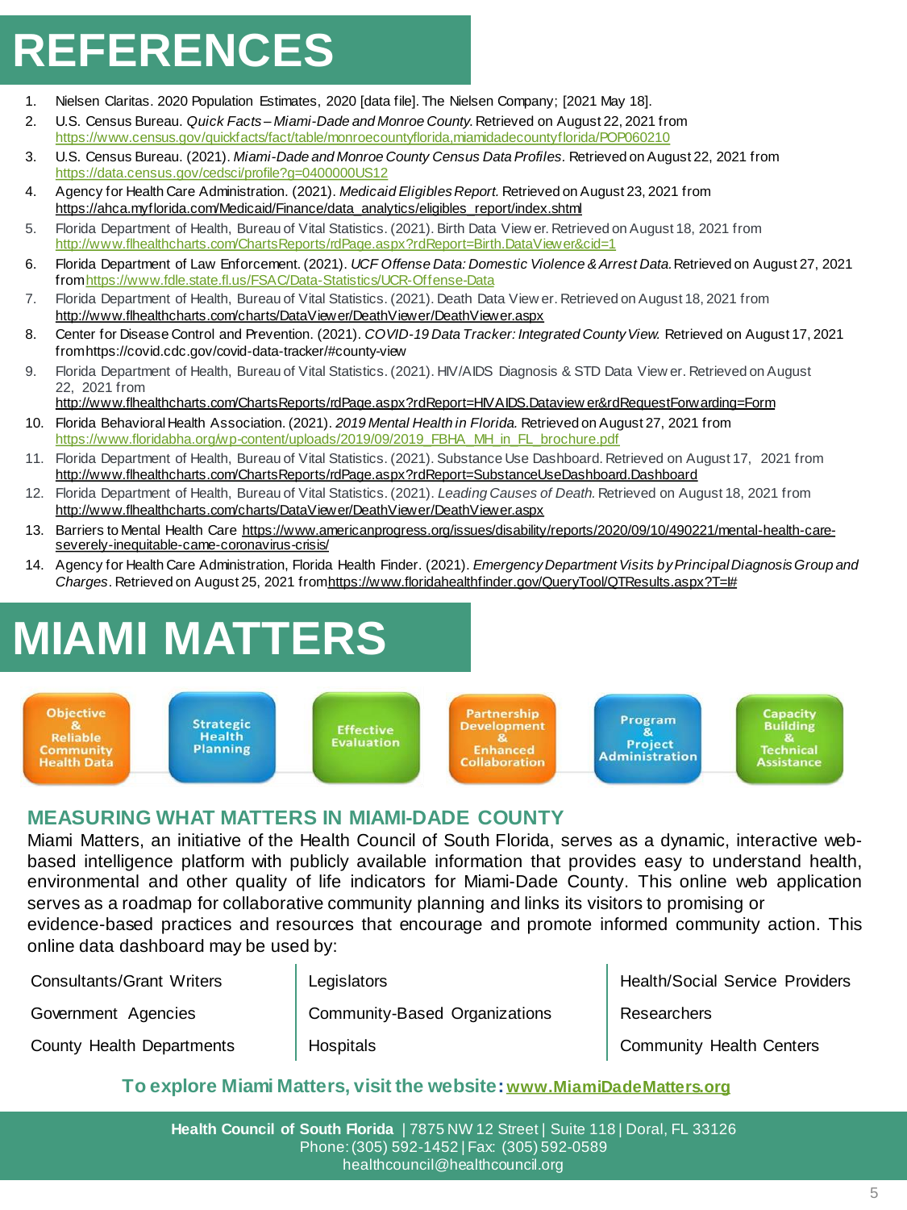# REFERENCES

1. Nielsen Claritas. 2020 Population Estimates, 2020 [data file]. The Nielsen Company; [2021 May 18].
2. U.S. Census Bureau. *Quick Facts – Miami-Dade and Monroe County.* Retrieved on August 22, 2021 from https://www.census.gov/quickfacts/fact/table/monroecountyflorida,miamidadecountyflorida/POP060210
3. U.S. Census Bureau. (2021). *Miami-Dade and Monroe County Census Data Profiles.* Retrieved on August 22, 2021 from https://data.census.gov/cedsci/profile?g=0400000US12
4. Agency for Health Care Administration. (2021). *Medicaid Eligibles Report.* Retrieved on August 23, 2021 from https://ahca.myflorida.com/Medicaid/Finance/data_analytics/eligibles_report/index.shtml
5. Florida Department of Health, Bureau of Vital Statistics. (2021). Birth Data Viewer. Retrieved on August 18, 2021 from http://www.flhealthcharts.com/ChartsReports/rdPage.aspx?rdReport=Birth.DataViewer&cid=1
6. Florida Department of Law Enforcement. (2021). *UCF Offense Data: Domestic Violence & Arrest Data.* Retrieved on August 27, 2021 from https://www.fdle.state.fl.us/FSAC/Data-Statistics/UCR-Offense-Data
7. Florida Department of Health, Bureau of Vital Statistics. (2021). Death Data Viewer. Retrieved on August 18, 2021 from http://www.flhealthcharts.com/charts/DataViewer/DeathViewer/DeathViewer.aspx
8. Center for Disease Control and Prevention. (2021). *COVID-19 Data Tracker: Integrated County View.* Retrieved on August 17, 2021 from https://covid.cdc.gov/covid-data-tracker/#county-view
9. Florida Department of Health, Bureau of Vital Statistics. (2021). HIV/AIDS Diagnosis & STD Data Viewer. Retrieved on August 22, 2021 from http://www.flhealthcharts.com/ChartsReports/rdPage.aspx?rdReport=HIVAIDS.Dataviewer&rdRequestForwarding=Form
10. Florida Behavioral Health Association. (2021). *2019 Mental Health in Florida.* Retrieved on August 27, 2021 from https://www.floridabha.org/wp-content/uploads/2019/09/2019_FBHA_MH_in_FL_brochure.pdf
11. Florida Department of Health, Bureau of Vital Statistics. (2021). Substance Use Dashboard. Retrieved on August 17, 2021 from http://www.flhealthcharts.com/ChartsReports/rdPage.aspx?rdReport=SubstanceUseDashboard.Dashboard
12. Florida Department of Health, Bureau of Vital Statistics. (2021). *Leading Causes of Death.* Retrieved on August 18, 2021 from http://www.flhealthcharts.com/charts/DataViewer/DeathViewer/DeathViewer.aspx
13. Barriers to Mental Health Care https://www.americanprogress.org/issues/disability/reports/2020/09/10/490221/mental-health-care-severely-inequitable-came-coronavirus-crisis/
14. Agency for Health Care Administration, Florida Health Finder. (2021). *Emergency Department Visits by Principal Diagnosis Group and Charges*. Retrieved on August 25, 2021 from https://www.floridahealthfinder.gov/QueryTool/QTResults.aspx?T=I#

# MIAMI MATTERS

Objective & Reliable Community Health Data

Strategic Health Planning

Effective Evaluation

Partnership Development & Enhanced Collaboration

Program & Project Administration

Capacity Building & Technical Assistance

## MEASURING WHAT MATTERS IN MIAMI-DADE COUNTY

Miami Matters, an initiative of the Health Council of South Florida, serves as a dynamic, interactive web-based intelligence platform with publicly available information that provides easy to understand health, environmental and other quality of life indicators for Miami-Dade County. This online web application serves as a roadmap for collaborative community planning and links its visitors to promising or evidence-based practices and resources that encourage and promote informed community action. This online data dashboard may be used by:

| | | |
|---|---|---|
| Consultants/Grant Writers | Legislators | Health/Social Service Providers |
| Government Agencies | Community-Based Organizations | Researchers |
| County Health Departments | Hospitals | Community Health Centers |

**To explore Miami Matters, visit the website: www.MiamiDadeMatters.org**

**Health Council of South Florida** | 7875 NW 12 Street | Suite 118 | Doral, FL 33126
Phone: (305) 592-1452 | Fax: (305) 592-0589
healthcouncil@healthcouncil.org